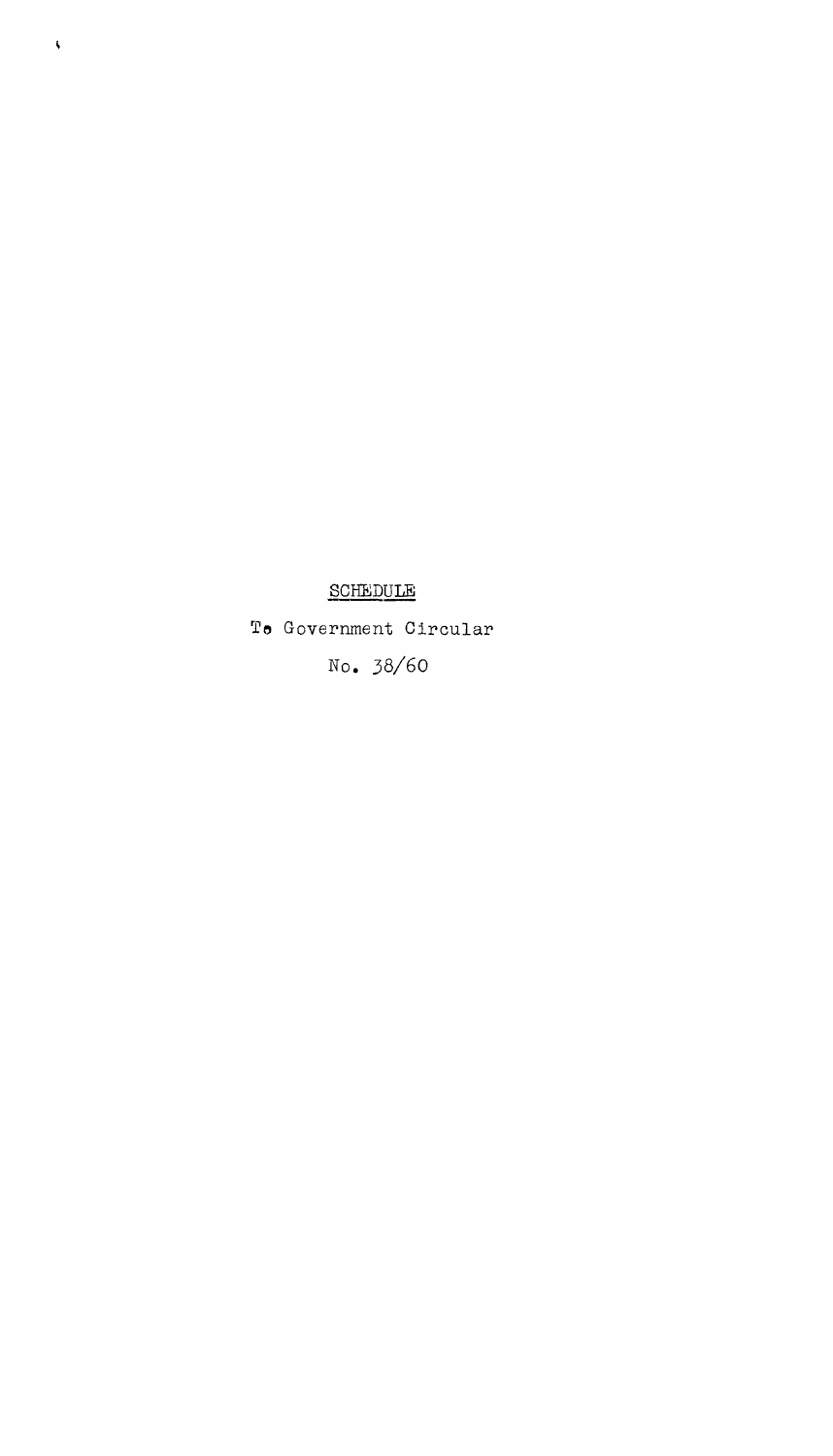# SCHEDULE

To Government Circular

No. 38/60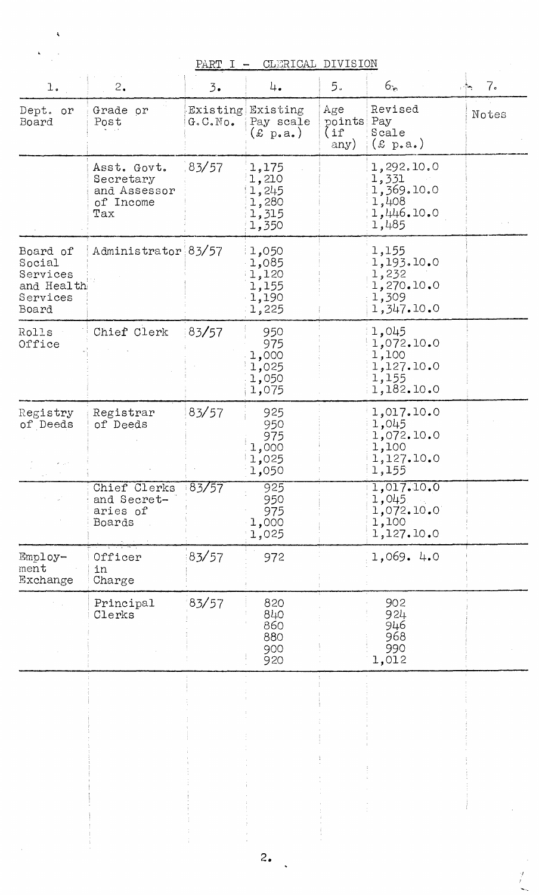## PART I - CLERICAL DIVISION

| 1. | 2. | 3. | 4. | 5. | 6. | 7. |
|---|---|---|---|---|---|---|
| Dept. or Board | Grade or Post | Existing G.C.No. | Existing Pay scale (£ p.a.) | Age points (if any) | Revised Pay Scale (£ p.a.) | Notes |
| | Asst. Govt. Secretary and Assessor of Income Tax | 83/57 | 1,175<br>1,210<br>1,245<br>1,280<br>1,315<br>1,350 | | 1,292.10.0<br>1,331<br>1,369.10.0<br>1,408<br>1,446.10.0<br>1,485 | |
| Board of Social Services and Health Services Board | Administrator | 83/57 | 1,050<br>1,085<br>1,120<br>1,155<br>1,190<br>1,225 | | 1,155<br>1,193.10.0<br>1,232<br>1,270.10.0<br>1,309<br>1,347.10.0 | |
| Rolls Office | Chief Clerk | 83/57 | 950<br>975<br>1,000<br>1,025<br>1,050<br>1,075 | | 1,045<br>1,072.10.0<br>1,100<br>1,127.10.0<br>1,155<br>1,182.10.0 | |
| Registry of Deeds | Registrar of Deeds | 83/57 | 925<br>950<br>975<br>1,000<br>1,025<br>1,050 | | 1,017.10.0<br>1,045<br>1,072.10.0<br>1,100<br>1,127.10.0<br>1,155 | |
| | Chief Clerks and Secretaries of Boards | 83/57 | 925<br>950<br>975<br>1,000<br>1,025 | | 1,017.10.0<br>1,045<br>1,072.10.0<br>1,100<br>1,127.10.0 | |
| Employment Exchange | Officer in Charge | 83/57 | 972 | | 1,069. 4.0 | |
| | Principal Clerks | 83/57 | 820<br>840<br>860<br>880<br>900<br>920 | | 902<br>924<br>946<br>968<br>990<br>1,012 | |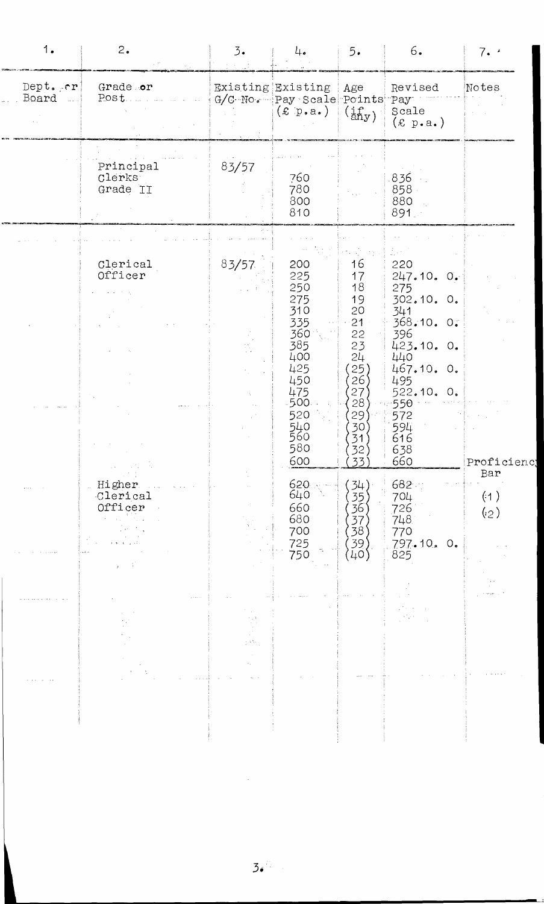| 1. | 2. | 3. | 4. | 5. | 6. | 7. |
|---|---|---|---|---|---|---|
| Dept. or Board | Grade or Post | Existing G/C No. | Existing Pay Scale (£ p.a.) | Age Points (if any) | Revised Pay Scale (£ p.a.) | Notes |
| | Principal Clerks Grade II | 83/57 | 760 | | 836 | |
| | | | 780 | | 858 | |
| | | | 800 | | 880 | |
| | | | 810 | | 891 | |
| | Clerical Officer | 83/57 | 200 | 16 | 220 | |
| | | | 225 | 17 | 247.10. 0. | |
| | | | 250 | 18 | 275 | |
| | | | 275 | 19 | 302.10. 0. | |
| | | | 310 | 20 | 341 | |
| | | | 335 | 21 | 368.10. 0. | |
| | | | 360 | 22 | 396 | |
| | | | 385 | 23 | 423.10. 0. | |
| | | | 400 | 24 | 440 | |
| | | | 425 | (25) | 467.10. 0. | |
| | | | 450 | (26) | 495 | |
| | | | 475 | (27) | 522.10. 0. | |
| | | | 500 | (28) | 550 | |
| | | | 520 | (29) | 572 | |
| | | | 540 | (30) | 594 | |
| | | | 560 | (31) | 616 | |
| | | | 580 | (32) | 638 | |
| | | | 600 | (33) | 660 | Proficiency Bar |
| | Higher Clerical Officer | | 620 | (34) | 682 | |
| | | | 640 | (35) | 704 | (1) |
| | | | 660 | (36) | 726 | (2) |
| | | | 680 | (37) | 748 | |
| | | | 700 | (38) | 770 | |
| | | | 725 | (39) | 797.10. 0. | |
| | | | 750 | (40) | 825 | |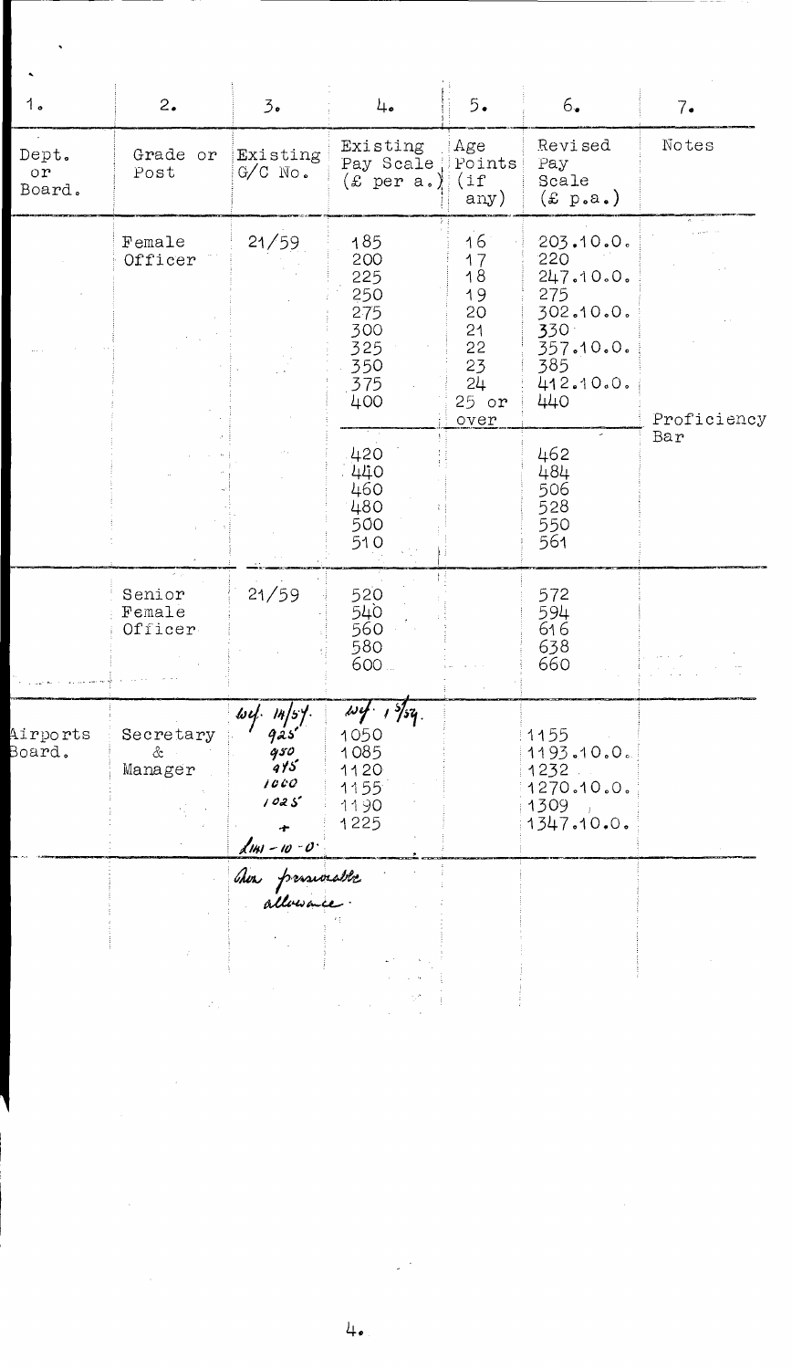| 1. | 2. | 3. | 4. | 5. | 6. | 7. |
|---|---|---|---|---|---|---|
| Dept. or Board. | Grade or Post | Existing G/C No. | Existing Pay Scale (£ per a.) | Age Points (if any) | Revised Pay Scale (£ p.a.) | Notes |
| | Female Officer | 21/59 | 185 | 16 | 203.10.0. | |
| | | | 200 | 17 | 220 | |
| | | | 225 | 18 | 247.10.0. | |
| | | | 250 | 19 | 275 | |
| | | | 275 | 20 | 302.10.0. | |
| | | | 300 | 21 | 330 | |
| | | | 325 | 22 | 357.10.0. | |
| | | | 350 | 23 | 385 | |
| | | | 375 | 24 | 412.10.0. | |
| | | | 400 | 25 or over | 440 | Proficiency Bar |
| | | | 420 | | 462 | |
| | | | 440 | | 484 | |
| | | | 460 | | 506 | |
| | | | 480 | | 528 | |
| | | | 500 | | 550 | |
| | | | 510 | | 561 | |
| | Senior Female Officer | 21/59 | 520 | | 572 | |
| | | | 540 | | 594 | |
| | | | 560 | | 616 | |
| | | | 580 | | 638 | |
| | | | 600 | | 660 | |
| Airports Board. | Secretary & Manager | *w.e.f. 14/57.* | *w.e.f. 1/5/54.* | | | |
| | | *925* | 1050 | | 1155 | |
| | | *950* | 1085 | | 1193.10.0. | |
| | | *975* | 1120 | | 1232 | |
| | | *1000* | 1155 | | 1270.10.0. | |
| | | *1025* | 1190 | | 1309 | |
| | | *+ £141-10-0.* | 1225 | | 1347.10.0. | |
| | | *Non pensionable allowance.* | | | | |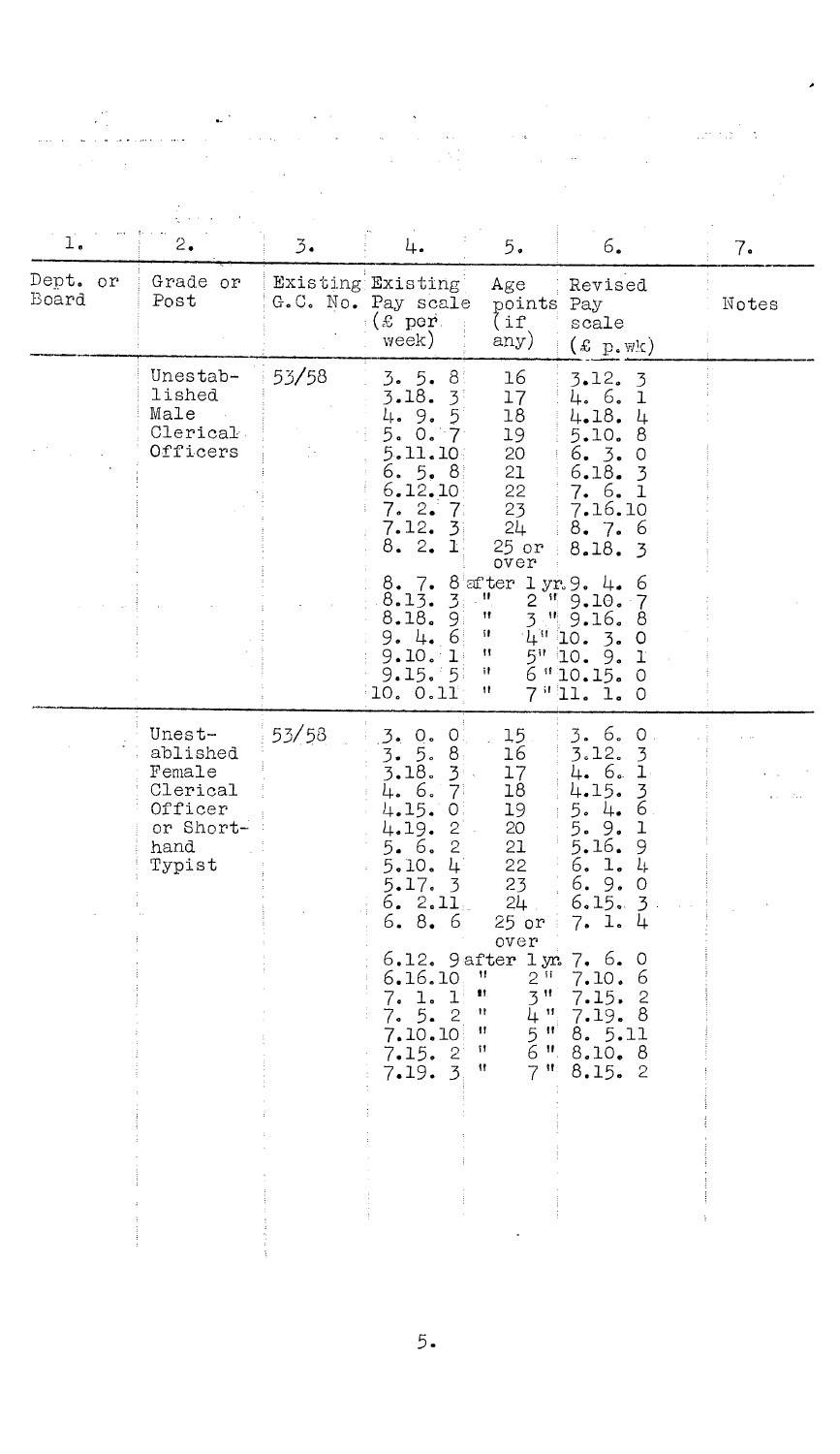| 1. | 2. | 3. | 4. | 5. | 6. | 7. |
|---|---|---|---|---|---|---|
| Dept. or Board | Grade or Post | Existing G.C. No. | Existing Pay scale (£ per week) | Age points (if any) | Revised Pay scale (£ p.wk) | Notes |
| | Unestablished Male Clerical Officers | 53/58 | 3. 5. 8 | 16 | 3.12. 3 | |
| | | | 3.18. 3 | 17 | 4. 6. 1 | |
| | | | 4. 9. 5 | 18 | 4.18. 4 | |
| | | | 5. 0. 7 | 19 | 5.10. 8 | |
| | | | 5.11.10 | 20 | 6. 3. 0 | |
| | | | 6. 5. 8 | 21 | 6.18. 3 | |
| | | | 6.12.10 | 22 | 7. 6. 1 | |
| | | | 7. 2. 7 | 23 | 7.16.10 | |
| | | | 7.12. 3 | 24 | 8. 7. 6 | |
| | | | 8. 2. 1 | 25 or over | 8.18. 3 | |
| | | | 8. 7. 8 | after 1 yr. | 9. 4. 6 | |
| | | | 8.13. 3 | " 2 " | 9.10. 7 | |
| | | | 8.18. 9 | " 3 " | 9.16. 8 | |
| | | | 9. 4. 6 | " 4 " | 10. 3. 0 | |
| | | | 9.10. 1 | " 5 " | 10. 9. 1 | |
| | | | 9.15. 5 | " 6 " | 10.15. 0 | |
| | | | 10. 0.11 | " 7 " | 11. 1. 0 | |
| | Unestablished Female Clerical Officer or Shorthand Typist | 53/58 | 3. 0. 0 | 15 | 3. 6. 0 | |
| | | | 3. 5. 8 | 16 | 3.12. 3 | |
| | | | 3.18. 3 | 17 | 4. 6. 1 | |
| | | | 4. 6. 7 | 18 | 4.15. 3 | |
| | | | 4.15. 0 | 19 | 5. 4. 6 | |
| | | | 4.19. 2 | 20 | 5. 9. 1 | |
| | | | 5. 6. 2 | 21 | 5.16. 9 | |
| | | | 5.10. 4 | 22 | 6. 1. 4 | |
| | | | 5.17. 3 | 23 | 6. 9. 0 | |
| | | | 6. 2.11 | 24 | 6.15. 3 | |
| | | | 6. 8. 6 | 25 or over | 7. 1. 4 | |
| | | | 6.12. 9 | after 1 yr. | 7. 6. 0 | |
| | | | 6.16.10 | " 2 " | 7.10. 6 | |
| | | | 7. 1. 1 | " 3 " | 7.15. 2 | |
| | | | 7. 5. 2 | " 4 " | 7.19. 8 | |
| | | | 7.10.10 | " 5 " | 8. 5.11 | |
| | | | 7.15. 2 | " 6 " | 8.10. 8 | |
| | | | 7.19. 3 | " 7 " | 8.15. 2 | |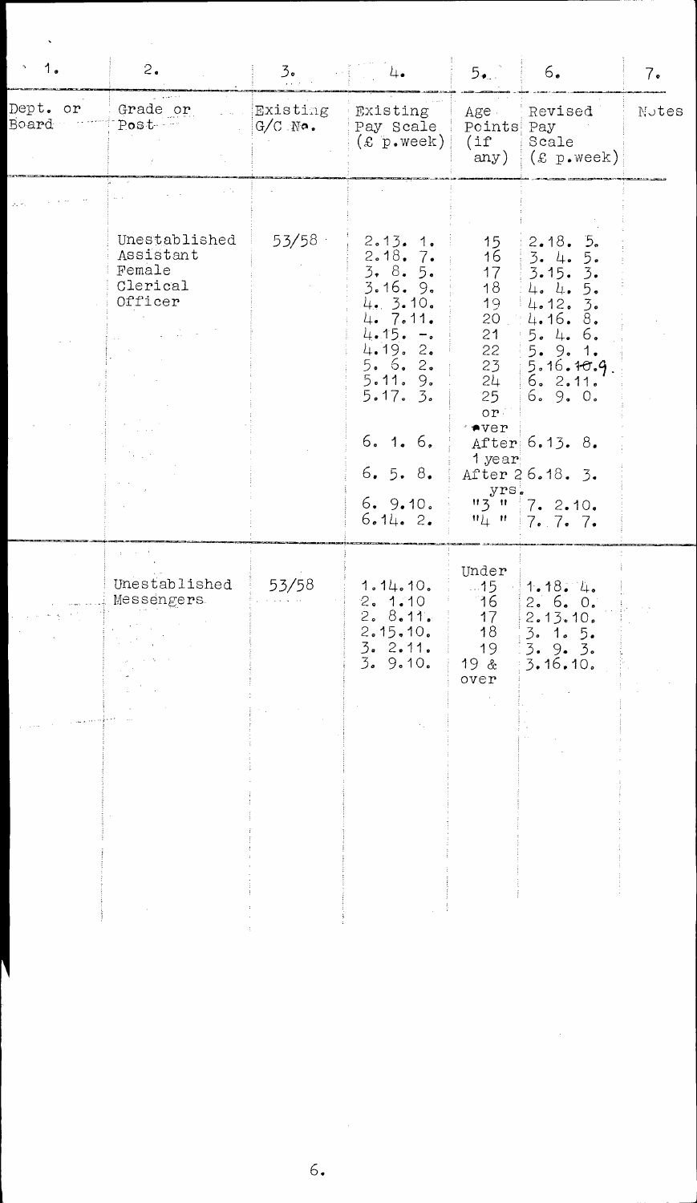| 1. | 2. | 3. | 4. | 5. | 6. | 7. |
|---|---|---|---|---|---|---|
| Dept. or Board | Grade or Post | Existing G/C No. | Existing Pay Scale (£ p.week) | Age Points (if any) | Revised Pay Scale (£ p.week) | Notes |
| | Unestablished Assistant Female Clerical Officer | 53/58 | 2.13. 1. | 15 | 2.18. 5. | |
| | | | 2.18. 7. | 16 | 3. 4. 5. | |
| | | | 3. 8. 5. | 17 | 3.15. 3. | |
| | | | 3.16. 9. | 18 | 4. 4. 5. | |
| | | | 4. 3.10. | 19 | 4.12. 3. | |
| | | | 4. 7.11. | 20 | 4.16. 8. | |
| | | | 4.15. -. | 21 | 5. 4. 6. | |
| | | | 4.19. 2. | 22 | 5. 9. 1. | |
| | | | 5. 6. 2. | 23 | 5.16.~~10~~.9. | |
| | | | 5.11. 9. | 24 | 6. 2.11. | |
| | | | 5.17. 3. | 25 or over | 6. 9. 0. | |
| | | | 6. 1. 6. | After 1 year | 6.13. 8. | |
| | | | 6. 5. 8. | After 2 yrs. | 6.18. 3. | |
| | | | 6. 9.10. | " 3 " | 7. 2.10. | |
| | | | 6.14. 2. | " 4 " | 7. 7. 7. | |
| | Unestablished Messengers | 53/58 | 1.14.10. | Under 15 | 1.18. 4. | |
| | | | 2. 1.10 | 16 | 2. 6. 0. | |
| | | | 2. 8.11. | 17 | 2.13.10. | |
| | | | 2.15.10. | 18 | 3. 1. 5. | |
| | | | 3. 2.11. | 19 | 3. 9. 3. | |
| | | | 3. 9.10. | 19 & over | 3.16.10. | |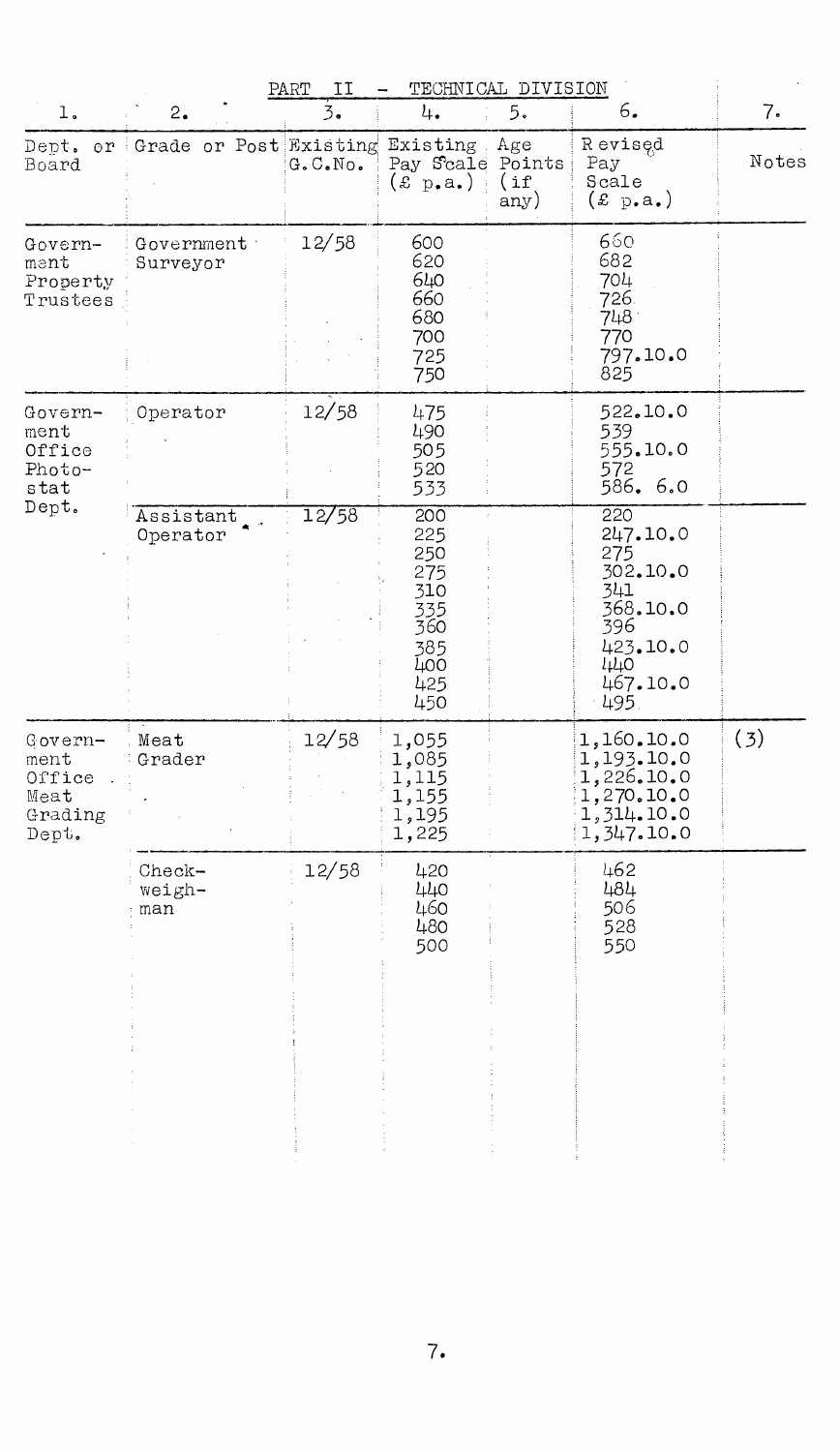## PART II - TECHNICAL DIVISION

| 1. | 2. | 3. | 4. | 5. | 6. | 7. |
|---|---|---|---|---|---|---|
| Dept. or Board | Grade or Post | Existing G.C.No. | Existing Pay Scale (£ p.a.) | Age Points (if any) | Revised Pay Scale (£ p.a.) | Notes |
| Government Property Trustees | Government Surveyor | 12/58 | 600<br>620<br>640<br>660<br>680<br>700<br>725<br>750 | | 660<br>682<br>704<br>726<br>748<br>770<br>797.10.0<br>825 | |
| Government Office Photo-stat Dept. | Operator | 12/58 | 475<br>490<br>505<br>520<br>533 | | 522.10.0<br>539<br>555.10.0<br>572<br>586. 6.0 | |
| | Assistant Operator | 12/58 | 200<br>225<br>250<br>275<br>310<br>335<br>360<br>385<br>400<br>425<br>450 | | 220<br>247.10.0<br>275<br>302.10.0<br>341<br>368.10.0<br>396<br>423.10.0<br>440<br>467.10.0<br>495 | |
| Government Office Meat Grading Dept. | Meat Grader | 12/58 | 1,055<br>1,085<br>1,115<br>1,155<br>1,195<br>1,225 | | 1,160.10.0<br>1,193.10.0<br>1,226.10.0<br>1,270.10.0<br>1,314.10.0<br>1,347.10.0 | (3) |
| | Check-weigh-man | 12/58 | 420<br>440<br>460<br>480<br>500 | | 462<br>484<br>506<br>528<br>550 | |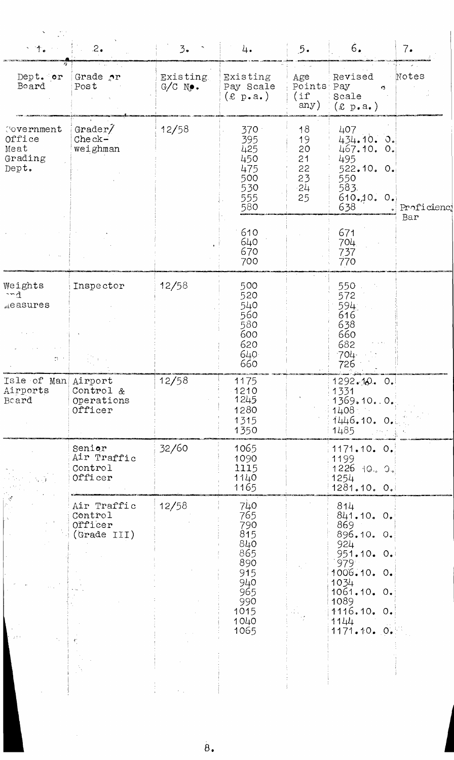| 1. | 2. | 3. | 4. | 5. | 6. | 7. |
|---|---|---|---|---|---|---|
| Dept. or Board | Grade or Post | Existing G/C No. | Existing Pay Scale (£ p.a.) | Age Points (if any) | Revised Pay Scale (£ p.a.) | Notes |
| Government Office Meat Grading Dept. | Grader/ Check-weighman | 12/58 | 370 | 18 | 407 | |
| | | | 395 | 19 | 434.10. 0. | |
| | | | 425 | 20 | 467.10. 0. | |
| | | | 450 | 21 | 495 | |
| | | | 475 | 22 | 522.10. 0. | |
| | | | 500 | 23 | 550 | |
| | | | 530 | 24 | 583 | |
| | | | 555 | 25 | 610.10. 0. | |
| | | | 580 | | 638 | Proficiency Bar |
| | | | 610 | | 671 | |
| | | | 640 | | 704 | |
| | | | 670 | | 737 | |
| | | | 700 | | 770 | |
| Weights and Measures | Inspector | 12/58 | 500 | | 550 | |
| | | | 520 | | 572 | |
| | | | 540 | | 594 | |
| | | | 560 | | 616 | |
| | | | 580 | | 638 | |
| | | | 600 | | 660 | |
| | | | 620 | | 682 | |
| | | | 640 | | 704 | |
| | | | 660 | | 726 | |
| Isle of Man Airports Board | Airport Control & Operations Officer | 12/58 | 1175 | | 1292.10. 0. | |
| | | | 1210 | | 1331 | |
| | | | 1245 | | 1369.10. 0. | |
| | | | 1280 | | 1408 | |
| | | | 1315 | | 1446.10. 0. | |
| | | | 1350 | | 1485 | |
| | Senior Air Traffic Control Officer | 32/60 | 1065 | | 1171.10. 0. | |
| | | | 1090 | | 1199 | |
| | | | 1115 | | 1226.10. 0. | |
| | | | 1140 | | 1254 | |
| | | | 1165 | | 1281.10. 0. | |
| | Air Traffic Control Officer (Grade III) | 12/58 | 740 | | 814 | |
| | | | 765 | | 841.10. 0. | |
| | | | 790 | | 869 | |
| | | | 815 | | 896.10. 0. | |
| | | | 840 | | 924 | |
| | | | 865 | | 951.10. 0. | |
| | | | 890 | | 979 | |
| | | | 915 | | 1006.10. 0. | |
| | | | 940 | | 1034 | |
| | | | 965 | | 1061.10. 0. | |
| | | | 990 | | 1089 | |
| | | | 1015 | | 1116.10. 0. | |
| | | | 1040 | | 1144 | |
| | | | 1065 | | 1171.10. 0. | |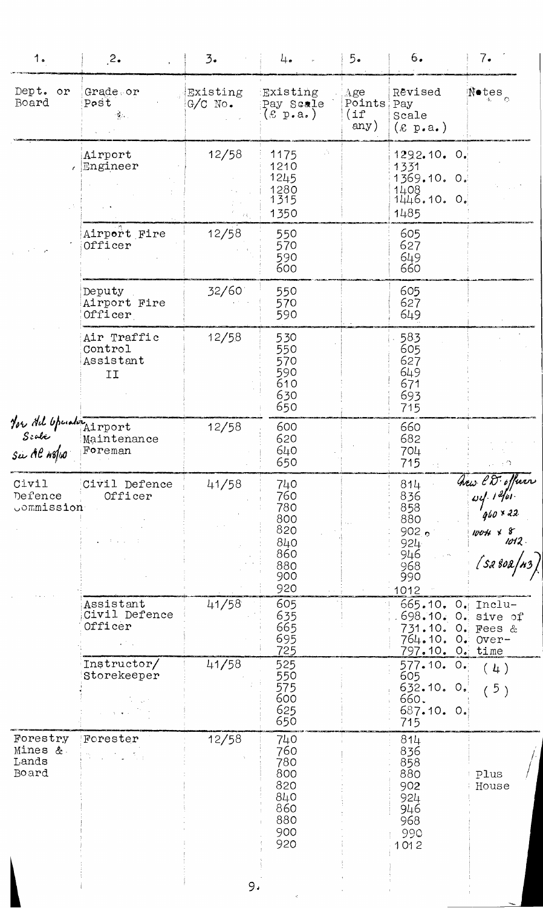| 1. | 2. | 3. | 4. | 5. | 6. | 7. |
|---|---|---|---|---|---|---|
| Dept. or Board | Grade or Post | Existing G/C No. | Existing Pay Scale (£ p.a.) | Age Points (if any) | Revised Pay Scale (£ p.a.) | Notes |
| | Airport Engineer | 12/58 | 1175<br>1210<br>1245<br>1280<br>1315<br>1350 | | 1292.10. 0.<br>1331<br>1369.10. 0.<br>1408<br>1446.10. 0.<br>1485 | |
| | Airport Fire Officer | 12/58 | 550<br>570<br>590<br>600 | | 605<br>627<br>649<br>660 | |
| | Deputy Airport Fire Officer | 32/60 | 550<br>570<br>590 | | 605<br>627<br>649 | |
| | Air Traffic Control Assistant II | 12/58 | 530<br>550<br>570<br>590<br>610<br>630<br>650 | | 583<br>605<br>627<br>649<br>671<br>693<br>715 | |
| *For Hd Operator Scale See AC 48/60* | Airport Maintenance Foreman | 12/58 | 600<br>620<br>640<br>650 | | 660<br>682<br>704<br>715 | |
| Civil Defence Commission | Civil Defence Officer | 41/58 | 740<br>760<br>780<br>800<br>820<br>840<br>860<br>880<br>900<br>920 | | 814<br>836<br>858<br>880<br>902<br>924<br>946<br>968<br>990<br>1012 | *New C.D. Officer w.e.f. 1/2/61. 960 × 22 1004 × 8 1012. (S2 802/43)* |
| | Assistant Civil Defence Officer | 41/58 | 605<br>635<br>665<br>695<br>725 | | 665.10. 0.<br>698.10. 0.<br>731.10. 0.<br>764.10. 0.<br>797.10. 0. | Inclusive of Fees & Overtime |
| | Instructor/ Storekeeper | 41/58 | 525<br>550<br>575<br>600<br>625<br>650 | | 577.10. 0.<br>605<br>632.10. 0.<br>660.<br>687.10. 0.<br>715 | (4)<br>(5) |
| Forestry Mines & Lands Board | Forester | 12/58 | 740<br>760<br>780<br>800<br>820<br>840<br>860<br>880<br>900<br>920 | | 814<br>836<br>858<br>880<br>902<br>924<br>946<br>968<br>990<br>1012 | Plus House |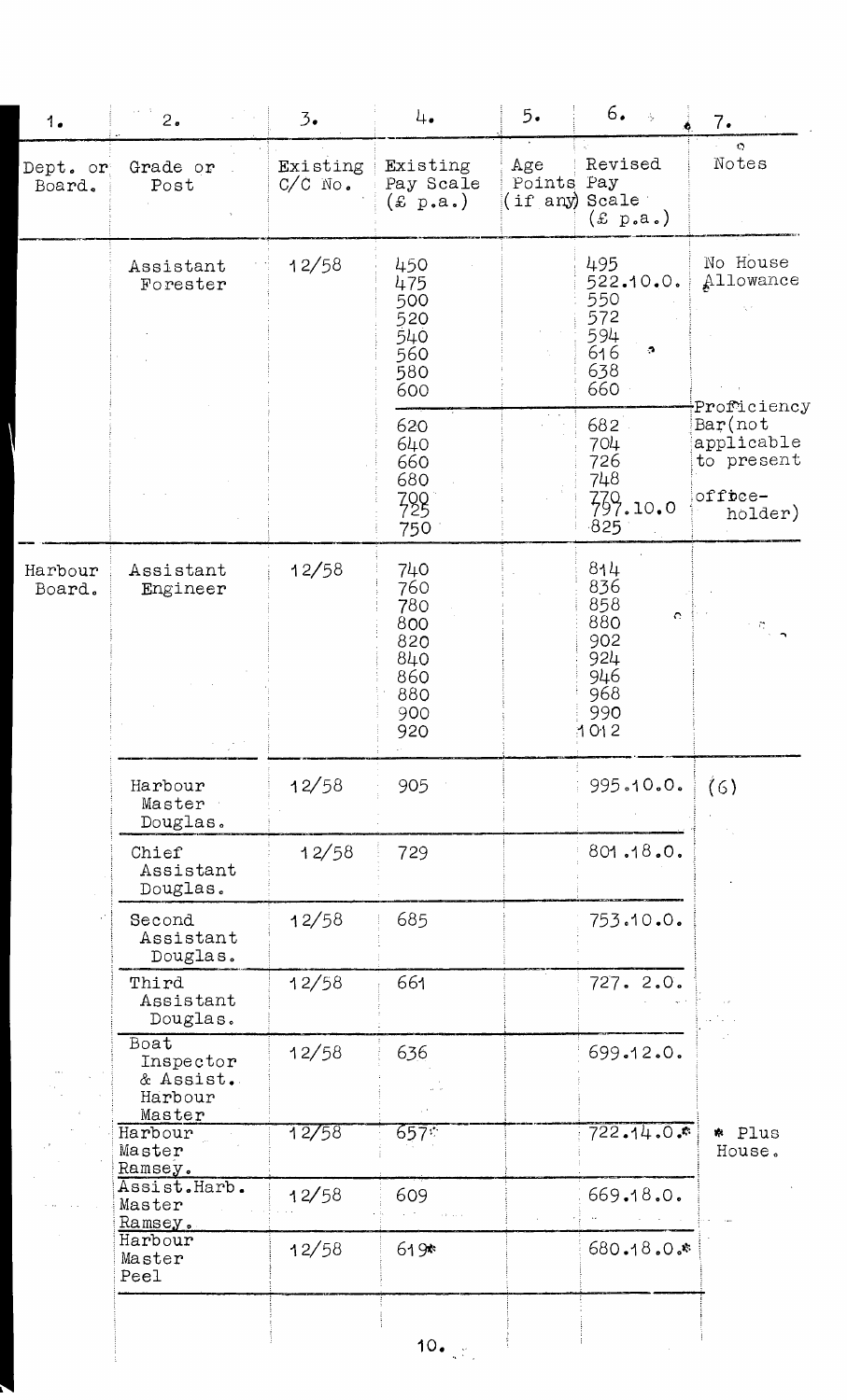| 1. | 2. | 3. | 4. | 5. | 6. | 7. |
|---|---|---|---|---|---|---|
| Dept. or Board. | Grade or Post | Existing C/C No. | Existing Pay Scale (£ p.a.) | Age Points (if any) | Revised Pay Scale (£ p.a.) | Notes |
| | Assistant Forester | 12/58 | 450<br>475<br>500<br>520<br>540<br>560<br>580<br>600 | | 495<br>522.10.0.<br>550<br>572<br>594<br>616<br>638<br>660 | No House Allowance |
| | | | 620<br>640<br>660<br>680<br>700<br>725<br>750 | | 682<br>704<br>726<br>748<br>770<br>797.10.0<br>825 | Proficiency Bar(not applicable to present office-holder) |
| Harbour Board. | Assistant Engineer | 12/58 | 740<br>760<br>780<br>800<br>820<br>840<br>860<br>880<br>900<br>920 | | 814<br>836<br>858<br>880<br>902<br>924<br>946<br>968<br>990<br>1012 | |
| | Harbour Master Douglas. | 12/58 | 905 | | 995.10.0. | (6) |
| | Chief Assistant Douglas. | 12/58 | 729 | | 801.18.0. | |
| | Second Assistant Douglas. | 12/58 | 685 | | 753.10.0. | |
| | Third Assistant Douglas. | 12/58 | 661 | | 727. 2.0. | |
| | Boat Inspector & Assist. Harbour Master | 12/58 | 636 | | 699.12.0. | |
| | Harbour Master Ramsey. | 12/58 | 657* | | 722.14.0.* | * Plus House. |
| | Assist.Harb. Master Ramsey. | 12/58 | 609 | | 669.18.0. | |
| | Harbour Master Peel | 12/58 | 619* | | 680.18.0.* | |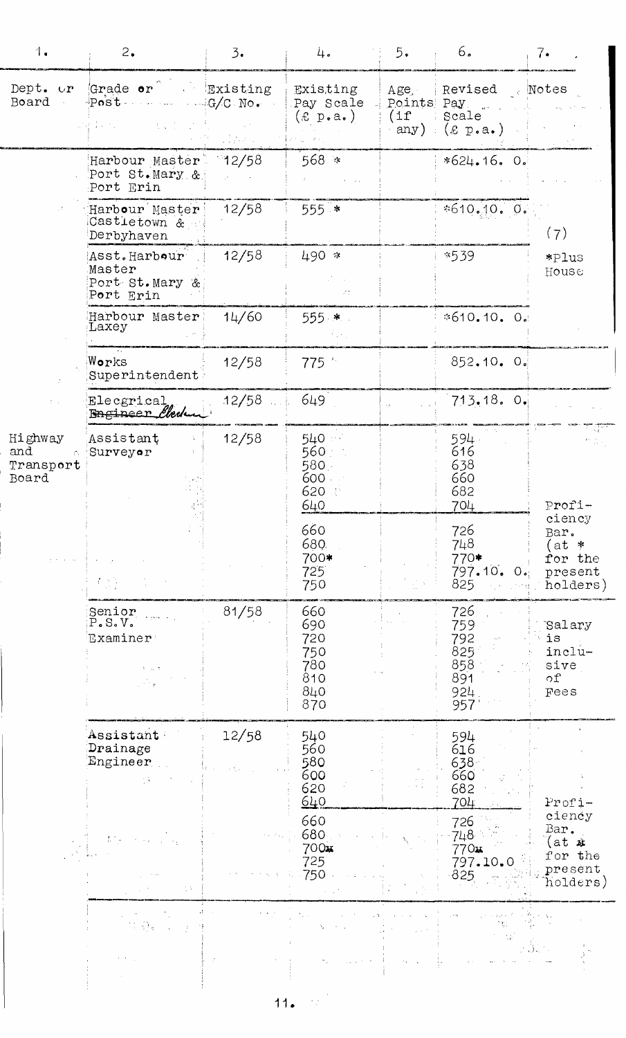| 1. | 2. | 3. | 4. | 5. | 6. | 7. |
|---|---|---|---|---|---|---|
| Dept. or Board | Grade or Post | Existing G/C No. | Existing Pay Scale (£ p.a.) | Age, Points (if any) | Revised Pay Scale (£ p.a.) | Notes |
| | Harbour Master Port St.Mary & Port Erin | 12/58 | 568 * | | *624.16. 0. | (7) *Plus House |
| | Harbour Master Castletown & Derbyhaven | 12/58 | 555 * | | *610.10. 0. | |
| | Asst.Harbour Master Port St.Mary & Port Erin | 12/58 | 490 * | | *539 | |
| | Harbour Master Laxey | 14/60 | 555 * | | *610.10. 0. | |
| | Works Superintendent | 12/58 | 775 | | 852.10. 0. | |
| | Elecgrical Engineer Electrician | 12/58 | 649 | | 713.18. 0. | |
| Highway and Transport Board | Assistant Surveyor | 12/58 | 540<br>560<br>580<br>600<br>620<br>640<br>660<br>680<br>700*<br>725<br>750 | | 594<br>616<br>638<br>660<br>682<br>704<br>726<br>748<br>770*<br>797.10. 0.<br>825 | Proficiency Bar. (at * for the present holders) |
| | Senior P.S.V. Examiner | 81/58 | 660<br>690<br>720<br>750<br>780<br>810<br>840<br>870 | | 726<br>759<br>792<br>825<br>858<br>891<br>924<br>957 | Salary is inclusive of Fees |
| | Assistant Drainage Engineer | 12/58 | 540<br>560<br>580<br>600<br>620<br>640<br>660<br>680<br>700*<br>725<br>750 | | 594<br>616<br>638<br>660<br>682<br>704<br>726<br>748<br>770*<br>797.10.0<br>825 | Proficiency Bar. (at * for the present holders) |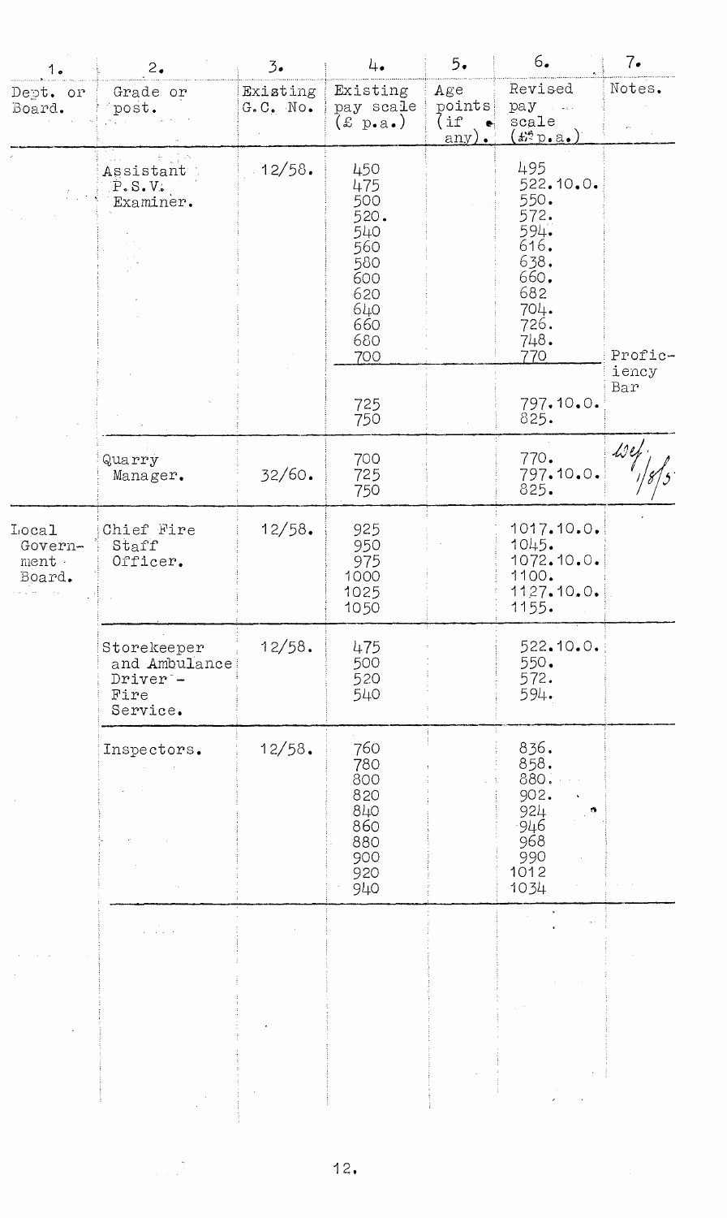| 1. | 2. | 3. | 4. | 5. | 6. | 7. |
|---|---|---|---|---|---|---|
| Dept. or Board. | Grade or post. | Existing G.C. No. | Existing pay scale (£ p.a.) | Age points (if any). | Revised pay scale (£ p.a.) | Notes. |
| | Assistant P.S.V. Examiner. | 12/58. | 450<br>475<br>500<br>520.<br>540<br>560<br>580<br>600<br>620<br>640<br>660<br>680<br>700 | | 495<br>522.10.0.<br>550.<br>572.<br>594.<br>616.<br>638.<br>660.<br>682<br>704.<br>726.<br>748.<br>770 | Proficiency Bar |
| | | | 725<br>750 | | 797.10.0.<br>825. | |
| | Quarry Manager. | 32/60. | 700<br>725<br>750 | | 770.<br>797.10.0.<br>825. | Wef. 1/8/5 |
| Local Government Board. | Chief Fire Staff Officer. | 12/58. | 925<br>950<br>975<br>1000<br>1025<br>1050 | | 1017.10.0.<br>1045.<br>1072.10.0.<br>1100.<br>1127.10.0.<br>1155. | |
| | Storekeeper and Ambulance Driver - Fire Service. | 12/58. | 475<br>500<br>520<br>540 | | 522.10.0.<br>550.<br>572.<br>594. | |
| | Inspectors. | 12/58. | 760<br>780<br>800<br>820<br>840<br>860<br>880<br>900<br>920<br>940 | | 836.<br>858.<br>880.<br>902.<br>924<br>946<br>968<br>990<br>1012<br>1034 | |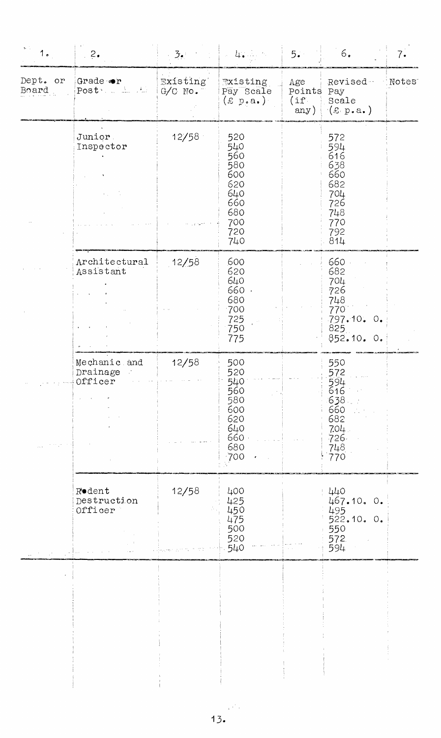| 1. | 2. | 3. | 4. | 5. | 6. | 7. |
|---|---|---|---|---|---|---|
| Dept. or Board | Grade or Post | Existing G/C No. | Existing Pay Scale (£ p.a.) | Age Points (if any) | Revised Pay Scale (£ p.a.) | Notes |
| | Junior Inspector | 12/58 | 520<br>540<br>560<br>580<br>600<br>620<br>640<br>660<br>680<br>700<br>720<br>740 | | 572<br>594<br>616<br>638<br>660<br>682<br>704<br>726<br>748<br>770<br>792<br>814 | |
| | Architectural Assistant | 12/58 | 600<br>620<br>640<br>660<br>680<br>700<br>725<br>750<br>775 | | 660<br>682<br>704<br>726<br>748<br>770<br>797.10. 0.<br>825<br>852.10. 0. | |
| | Mechanic and Drainage Officer | 12/58 | 500<br>520<br>540<br>560<br>580<br>600<br>620<br>640<br>660<br>680<br>700 | | 550<br>572<br>594<br>616<br>638<br>660<br>682<br>704<br>726<br>748<br>770 | |
| | Rodent Destruction Officer | 12/58 | 400<br>425<br>450<br>475<br>500<br>520<br>540 | | 440<br>467.10. 0.<br>495<br>522.10. 0.<br>550<br>572<br>594 | |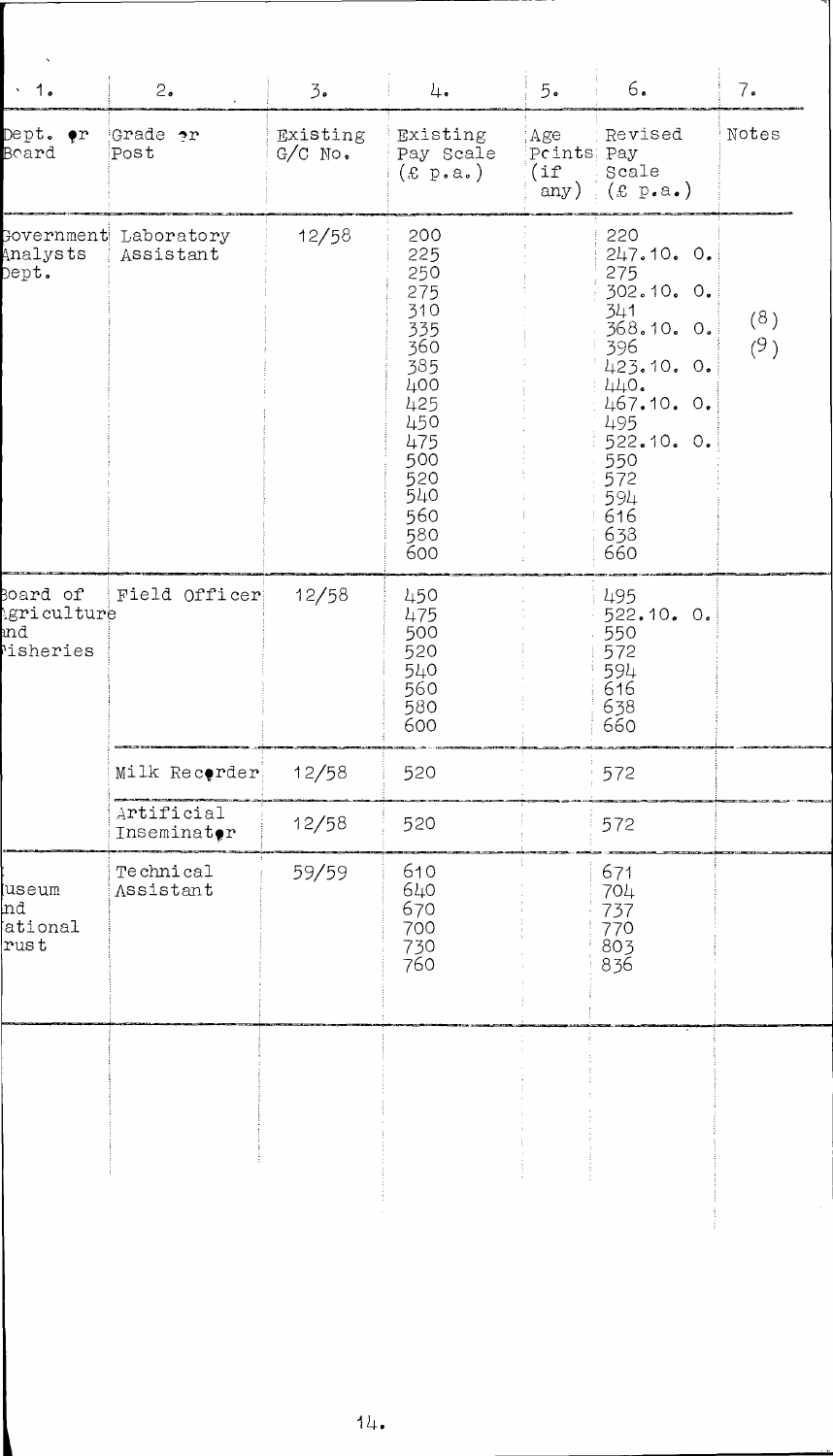| 1. | 2. | 3. | 4. | 5. | 6. | 7. |
|---|---|---|---|---|---|---|
| Dept. or Board | Grade or Post | Existing G/C No. | Existing Pay Scale (£ p.a.) | Age Points (if any) | Revised Pay Scale (£ p.a.) | Notes |
| Government Analysts Dept. | Laboratory Assistant | 12/58 | 200<br>225<br>250<br>275<br>310<br>335<br>360<br>385<br>400<br>425<br>450<br>475<br>500<br>520<br>540<br>560<br>580<br>600 | | 220<br>247.10. 0.<br>275<br>302.10. 0.<br>341<br>368.10. 0.<br>396<br>423.10. 0.<br>440.<br>467.10. 0.<br>495<br>522.10. 0.<br>550<br>572<br>594<br>616<br>638<br>660 | (8)<br>(9) |
| Board of Agriculture and Fisheries | Field Officer | 12/58 | 450<br>475<br>500<br>520<br>540<br>560<br>580<br>600 | | 495<br>522.10. 0.<br>550<br>572<br>594<br>616<br>638<br>660 | |
| | Milk Recorder | 12/58 | 520 | | 572 | |
| | Artificial Inseminator | 12/58 | 520 | | 572 | |
| Museum and National Trust | Technical Assistant | 59/59 | 610<br>640<br>670<br>700<br>730<br>760 | | 671<br>704<br>737<br>770<br>803<br>836 | |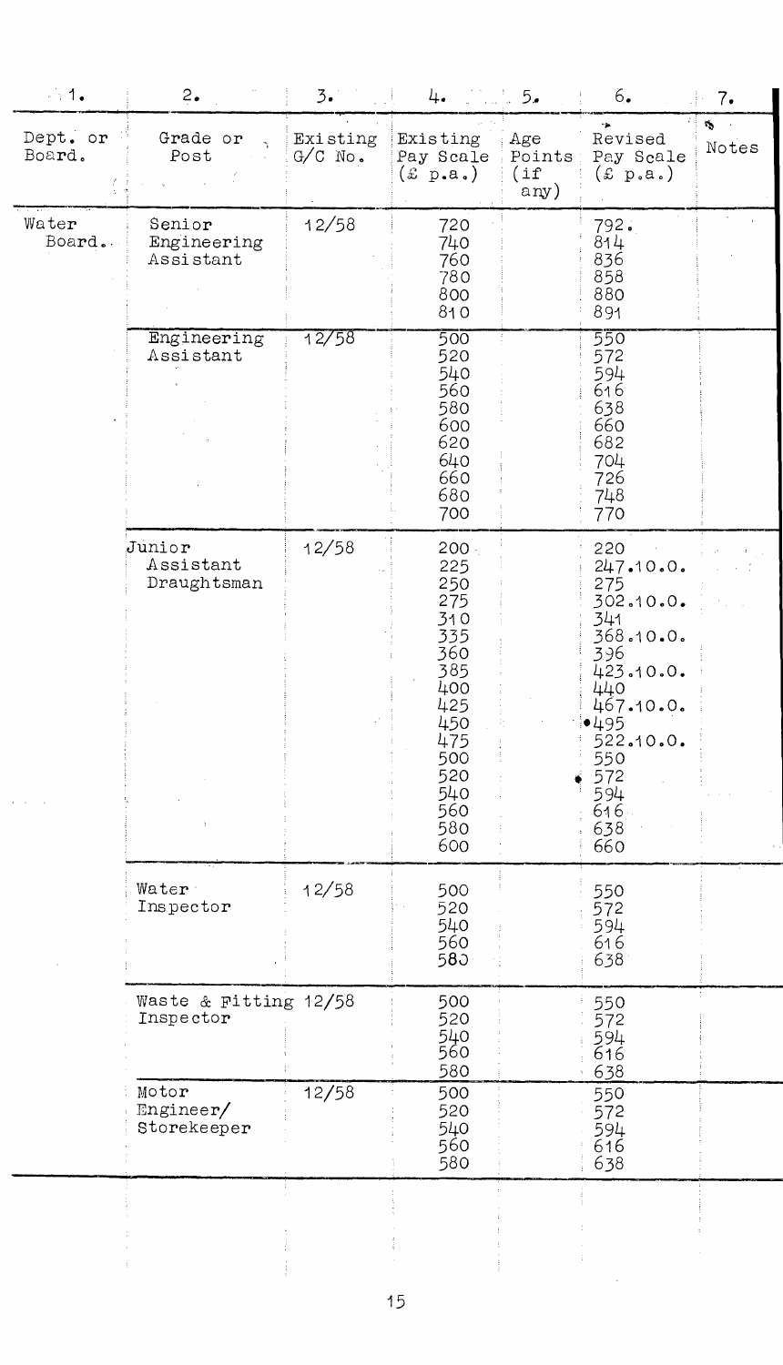| 1. | 2. | 3. | 4. | 5. | 6. | 7. |
|---|---|---|---|---|---|---|
| Dept. or Board. | Grade or Post | Existing G/C No. | Existing Pay Scale (£ p.a.) | Age Points (if any) | Revised Pay Scale (£ p.a.) | Notes |
| Water Board. | Senior Engineering Assistant | 12/58 | 720<br>740<br>760<br>780<br>800<br>810 | | 792.<br>814<br>836<br>858<br>880<br>891 | |
| | Engineering Assistant | 12/58 | 500<br>520<br>540<br>560<br>580<br>600<br>620<br>640<br>660<br>680<br>700 | | 550<br>572<br>594<br>616<br>638<br>660<br>682<br>704<br>726<br>748<br>770 | |
| | Junior Assistant Draughtsman | 12/58 | 200<br>225<br>250<br>275<br>310<br>335<br>360<br>385<br>400<br>425<br>450<br>475<br>500<br>520<br>540<br>560<br>580<br>600 | | 220<br>247.10.0.<br>275<br>302.10.0.<br>341<br>368.10.0.<br>396<br>423.10.0.<br>440<br>467.10.0.<br>495<br>522.10.0.<br>550<br>572<br>594<br>616<br>638<br>660 | |
| | Water Inspector | 12/58 | 500<br>520<br>540<br>560<br>580 | | 550<br>572<br>594<br>616<br>638 | |
| | Waste & Fitting Inspector | 12/58 | 500<br>520<br>540<br>560<br>580 | | 550<br>572<br>594<br>616<br>638 | |
| | Motor Engineer/ Storekeeper | 12/58 | 500<br>520<br>540<br>560<br>580 | | 550<br>572<br>594<br>616<br>638 | |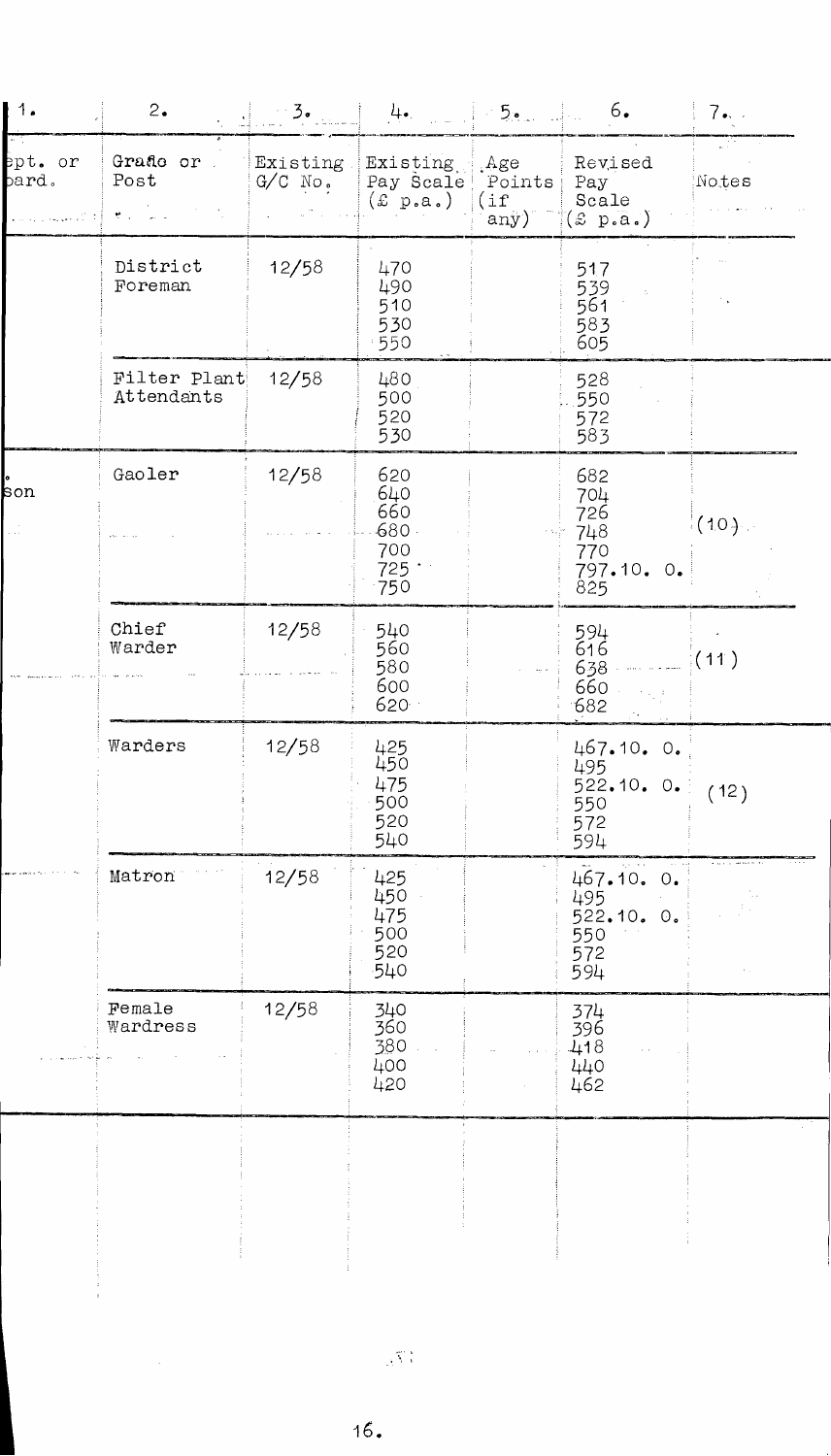| 1. | 2. | 3. | 4. | 5. | 6. | 7. |
|---|---|---|---|---|---|---|
| ept. or oard. | Grade or Post | Existing G/C No. | Existing Pay Scale (£ p.a.) | Age Points (if any) | Revised Pay Scale (£ p.a.) | Notes |
| | District Foreman | 12/58 | 470<br>490<br>510<br>530<br>550 | | 517<br>539<br>561<br>583<br>605 | |
| | Filter Plant Attendants | 12/58 | 480<br>500<br>520<br>530 | | 528<br>550<br>572<br>583 | |
| son | Gaoler | 12/58 | 620<br>640<br>660<br>680<br>700<br>725<br>750 | | 682<br>704<br>726<br>748<br>770<br>797.10. 0.<br>825 | (10) |
| | Chief Warder | 12/58 | 540<br>560<br>580<br>600<br>620 | | 594<br>616<br>638<br>660<br>682 | (11) |
| | Warders | 12/58 | 425<br>450<br>475<br>500<br>520<br>540 | | 467.10. 0.<br>495<br>522.10. 0.<br>550<br>572<br>594 | (12) |
| | Matron | 12/58 | 425<br>450<br>475<br>500<br>520<br>540 | | 467.10. 0.<br>495<br>522.10. 0.<br>550<br>572<br>594 | |
| | Female Wardress | 12/58 | 340<br>360<br>380<br>400<br>420 | | 374<br>396<br>418<br>440<br>462 | |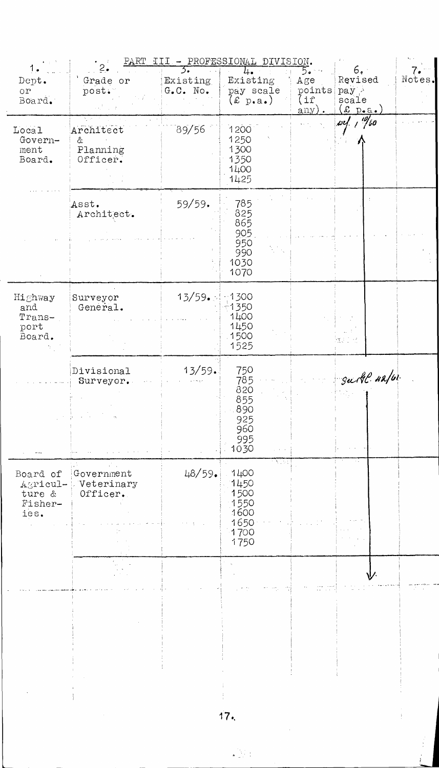## PART III - PROFESSIONAL DIVISION.

| 1. Dept. or Board. | 2. Grade or post. | 3. Existing G.C. No. | 4. Existing pay scale (£ p.a.) | 5. Age points (if any). | 6. Revised pay scale (£ p.a.) | 7. Notes. |
|---|---|---|---|---|---|---|
| Local Government Board. | Architect & Planning Officer. | 89/56 | 1200<br>1250<br>1300<br>1350<br>1400<br>1425 | | w.e.f. 1/10/60 ↑ | |
| | Asst. Architect. | 59/59. | 785<br>825<br>865<br>905<br>950<br>990<br>1030<br>1070 | | | |
| Highway and Transport Board. | Surveyor General. | 13/59. | 1300<br>1350<br>1400<br>1450<br>1500<br>1525 | | | |
| | Divisional Surveyor. | 13/59. | 750<br>785<br>820<br>855<br>890<br>925<br>960<br>995<br>1030 | | See G.C. 42/61. | |
| Board of Agriculture & Fisheries. | Government Veterinary Officer. | 48/59. | 1400<br>1450<br>1500<br>1550<br>1600<br>1650<br>1700<br>1750 | | ↓ | |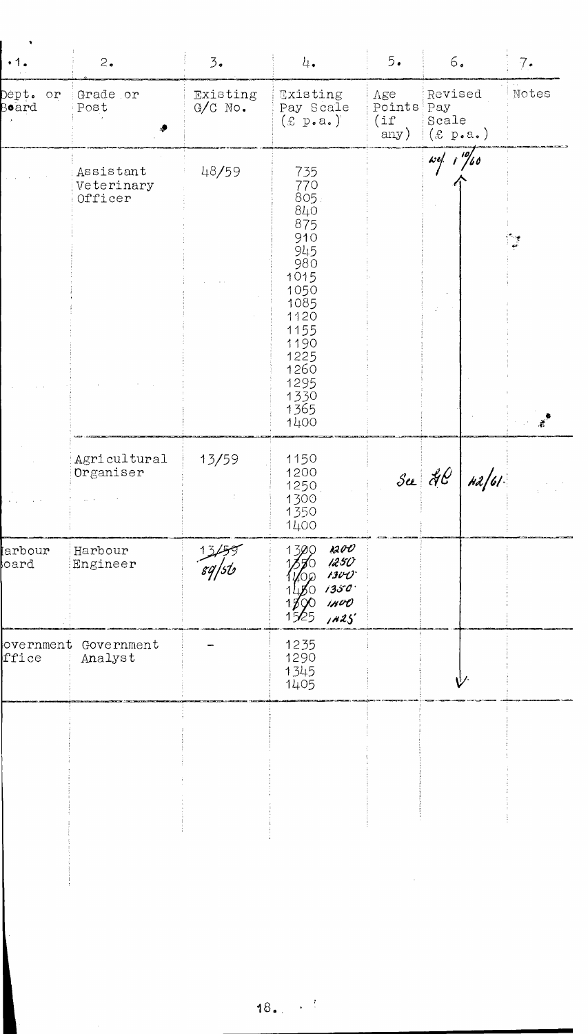| 1. | 2. | 3. | 4. | 5. | 6. | 7. |
|---|---|---|---|---|---|---|
| Dept. or Board | Grade or Post | Existing G/C No. | Existing Pay Scale (£ p.a.) | Age Points (if any) | Revised Pay Scale (£ p.a.) | Notes |
| | Assistant Veterinary Officer | 48/59 | 735<br>770<br>805<br>840<br>875<br>910<br>945<br>980<br>1015<br>1050<br>1085<br>1120<br>1155<br>1190<br>1225<br>1260<br>1295<br>1330<br>1365<br>1400 | | we 1/10/60 ↑ | |
| | Agricultural Organiser | 13/59 | 1150<br>1200<br>1250<br>1300<br>1350<br>1400 | | See GC 42/61. | |
| Harbour Board | Harbour Engineer | ~~13/59~~ 89/56 | ~~1300~~ 1200<br>~~1350~~ 1250<br>~~1400~~ 1300<br>~~1450~~ 1350<br>~~1500~~ 1400<br>~~1525~~ 1425 | | | |
| Government Office | Government Analyst | – | 1235<br>1290<br>1345<br>1405 | | ↓ | |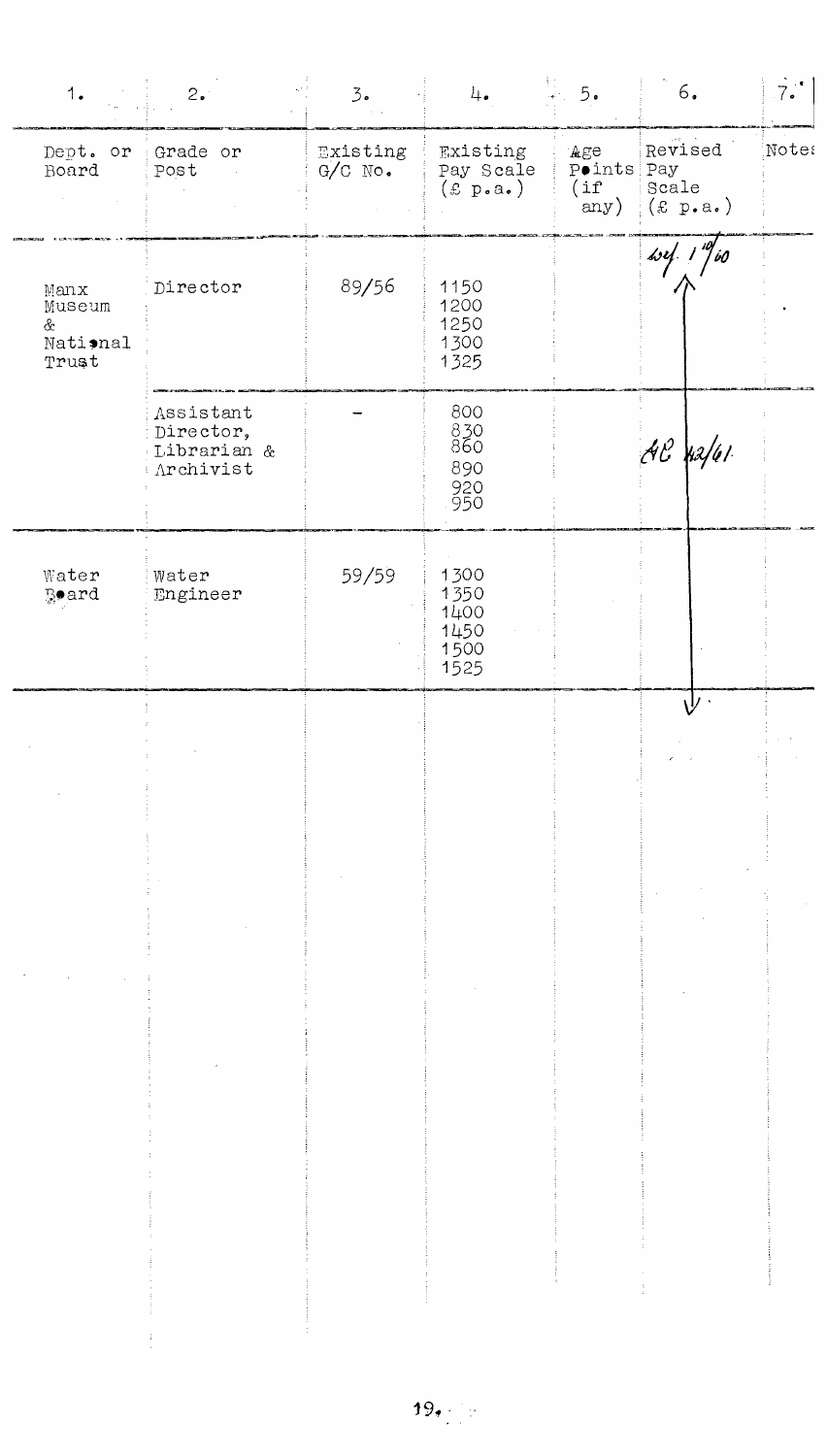| 1. | 2. | 3. | 4. | 5. | 6. | 7. |
|---|---|---|---|---|---|---|
| Dept. or Board | Grade or Post | Existing G/C No. | Existing Pay Scale (£ p.a.) | Age Points (if any) | Revised Pay Scale (£ p.a.) | Notes |
| Manx Museum & National Trust | Director | 89/56 | 1150<br>1200<br>1250<br>1300<br>1325 | | w.e.f. 1/10/60 ↑ | |
| | Assistant Director, Librarian & Archivist | – | 800<br>830<br>860<br>890<br>920<br>950 | | AC 42/61 | |
| Water Board | Water Engineer | 59/59 | 1300<br>1350<br>1400<br>1450<br>1500<br>1525 | | ↓ | |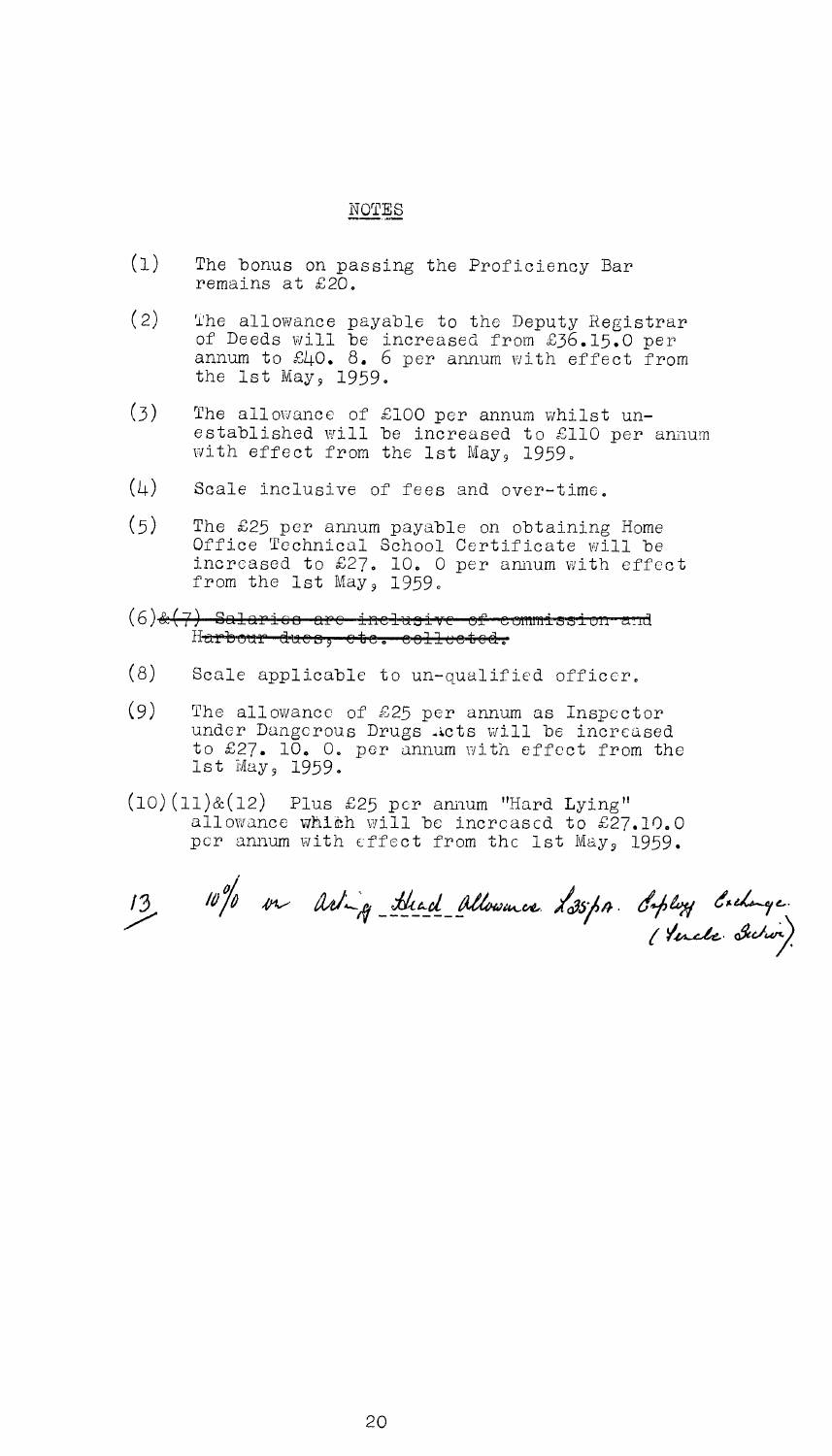## NOTES

(1) The bonus on passing the Proficiency Bar remains at £20.

(2) The allowance payable to the Deputy Registrar of Deeds will be increased from £36.15.0 per annum to £40. 8. 6 per annum with effect from the 1st May, 1959.

(3) The allowance of £100 per annum whilst un-established will be increased to £110 per annum with effect from the 1st May, 1959.

(4) Scale inclusive of fees and over-time.

(5) The £25 per annum payable on obtaining Home Office Technical School Certificate will be increased to £27. 10. 0 per annum with effect from the 1st May, 1959.

(6) ~~& (7) Salaries are inclusive of commission and Harbour dues, etc. collected.~~

(8) Scale applicable to un-qualified officer.

(9) The allowance of £25 per annum as Inspector under Dangerous Drugs Acts will be increased to £27. 10. 0. per annum with effect from the 1st May, 1959.

(10)(11)&(12) Plus £25 per annum "Hard Lying" allowance which will be increased to £27.10.0 per annum with effect from the 1st May, 1959.

13 10% on Acting Head Allowance £35 p.a. Employ Exchange (Female Section).